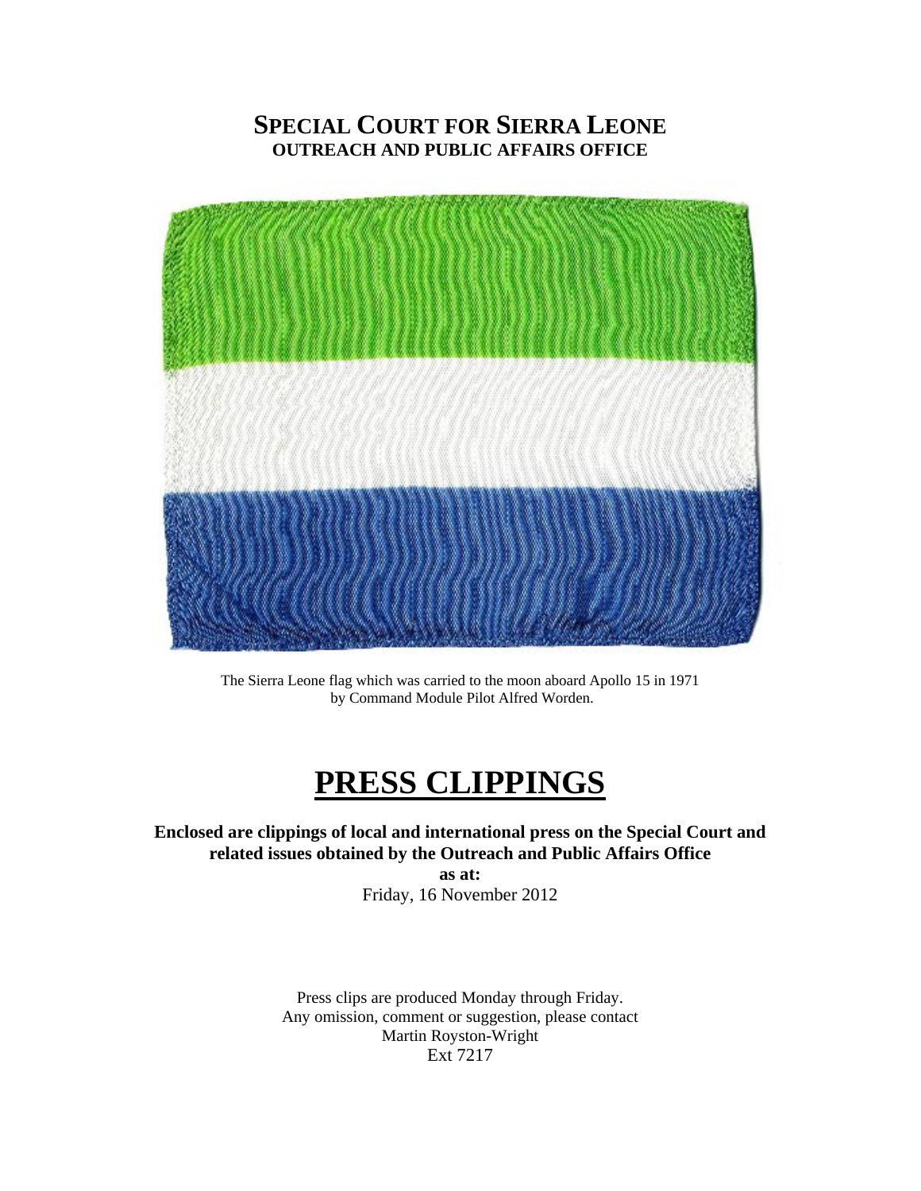# SPECIAL COURT FOR SIERRA LEONE
## OUTREACH AND PUBLIC AFFAIRS OFFICE

The Sierra Leone flag which was carried to the moon aboard Apollo 15 in 1971 by Command Module Pilot Alfred Worden.

# PRESS CLIPPINGS

**Enclosed are clippings of local and international press on the Special Court and related issues obtained by the Outreach and Public Affairs Office**

**as at:**

Friday, 16 November 2012

Press clips are produced Monday through Friday.
Any omission, comment or suggestion, please contact
Martin Royston-Wright
Ext 7217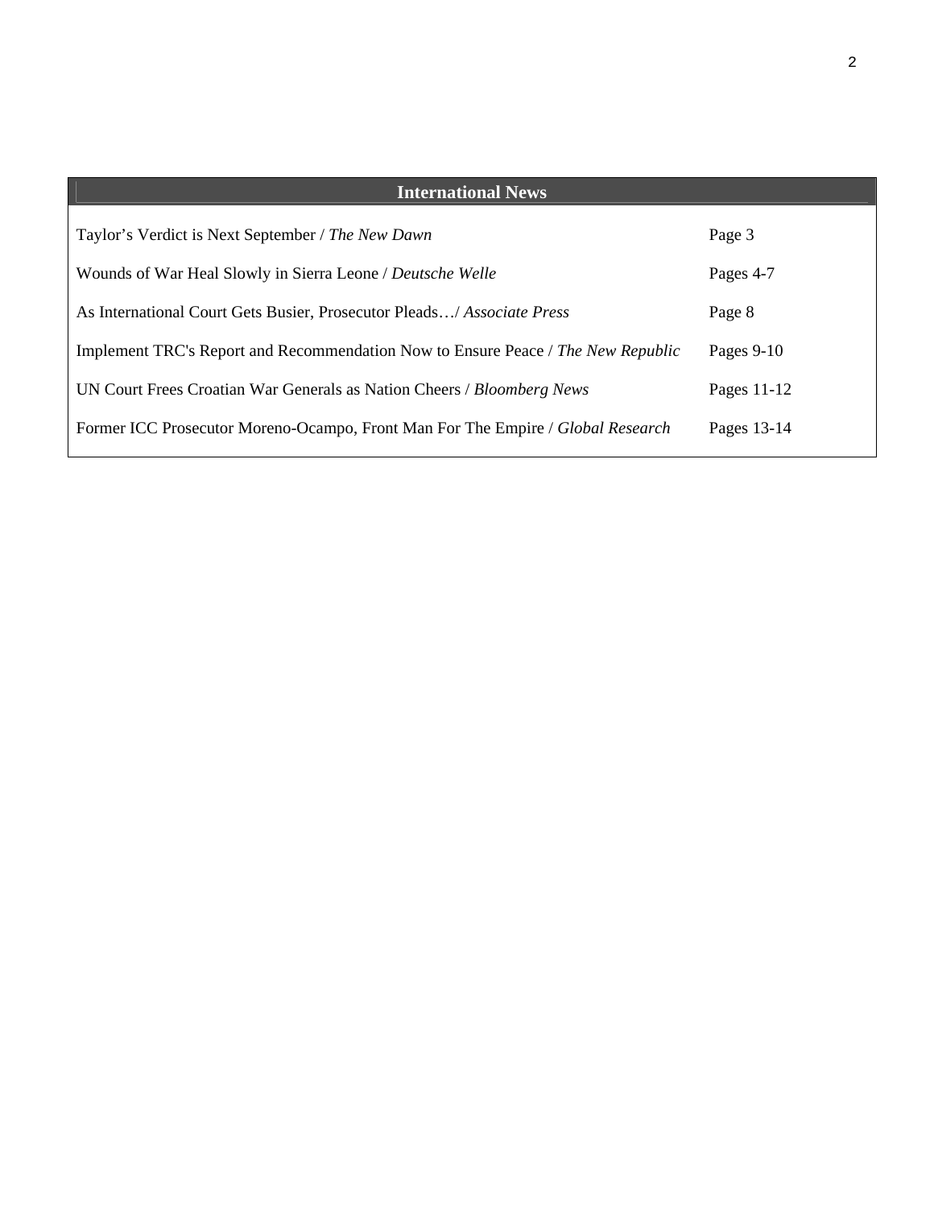## International News

| | |
|---|---|
| Taylor's Verdict is Next September / *The New Dawn* | Page 3 |
| Wounds of War Heal Slowly in Sierra Leone / *Deutsche Welle* | Pages 4-7 |
| As International Court Gets Busier, Prosecutor Pleads…/ *Associate Press* | Page 8 |
| Implement TRC's Report and Recommendation Now to Ensure Peace / *The New Republic* | Pages 9-10 |
| UN Court Frees Croatian War Generals as Nation Cheers / *Bloomberg News* | Pages 11-12 |
| Former ICC Prosecutor Moreno-Ocampo, Front Man For The Empire / *Global Research* | Pages 13-14 |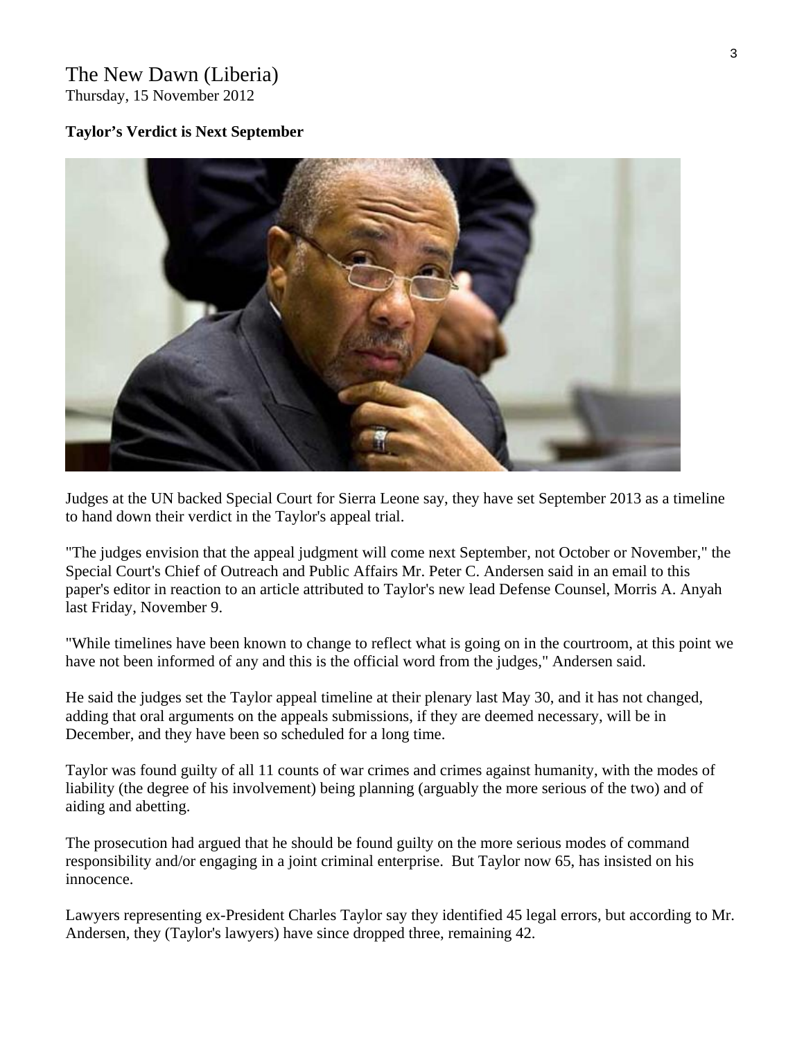The New Dawn (Liberia)
Thursday, 15 November 2012

**Taylor's Verdict is Next September**

Judges at the UN backed Special Court for Sierra Leone say, they have set September 2013 as a timeline to hand down their verdict in the Taylor's appeal trial.

"The judges envision that the appeal judgment will come next September, not October or November," the Special Court's Chief of Outreach and Public Affairs Mr. Peter C. Andersen said in an email to this paper's editor in reaction to an article attributed to Taylor's new lead Defense Counsel, Morris A. Anyah last Friday, November 9.

"While timelines have been known to change to reflect what is going on in the courtroom, at this point we have not been informed of any and this is the official word from the judges," Andersen said.

He said the judges set the Taylor appeal timeline at their plenary last May 30, and it has not changed, adding that oral arguments on the appeals submissions, if they are deemed necessary, will be in December, and they have been so scheduled for a long time.

Taylor was found guilty of all 11 counts of war crimes and crimes against humanity, with the modes of liability (the degree of his involvement) being planning (arguably the more serious of the two) and of aiding and abetting.

The prosecution had argued that he should be found guilty on the more serious modes of command responsibility and/or engaging in a joint criminal enterprise. But Taylor now 65, has insisted on his innocence.

Lawyers representing ex-President Charles Taylor say they identified 45 legal errors, but according to Mr. Andersen, they (Taylor's lawyers) have since dropped three, remaining 42.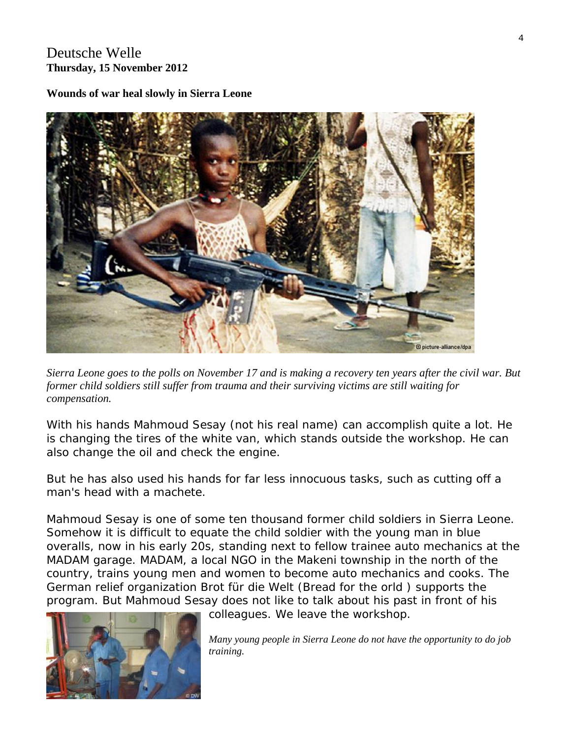Deutsche Welle
**Thursday, 15 November 2012**

**Wounds of war heal slowly in Sierra Leone**

*Sierra Leone goes to the polls on November 17 and is making a recovery ten years after the civil war. But former child soldiers still suffer from trauma and their surviving victims are still waiting for compensation.*

With his hands Mahmoud Sesay (not his real name) can accomplish quite a lot. He is changing the tires of the white van, which stands outside the workshop. He can also change the oil and check the engine.

But he has also used his hands for far less innocuous tasks, such as cutting off a man's head with a machete.

Mahmoud Sesay is one of some ten thousand former child soldiers in Sierra Leone. Somehow it is difficult to equate the child soldier with the young man in blue overalls, now in his early 20s, standing next to fellow trainee auto mechanics at the MADAM garage. MADAM, a local NGO in the Makeni township in the north of the country, trains young men and women to become auto mechanics and cooks. The German relief organization Brot für die Welt (Bread for the orld ) supports the program. But Mahmoud Sesay does not like to talk about his past in front of his colleagues. We leave the workshop.

*Many young people in Sierra Leone do not have the opportunity to do job training.*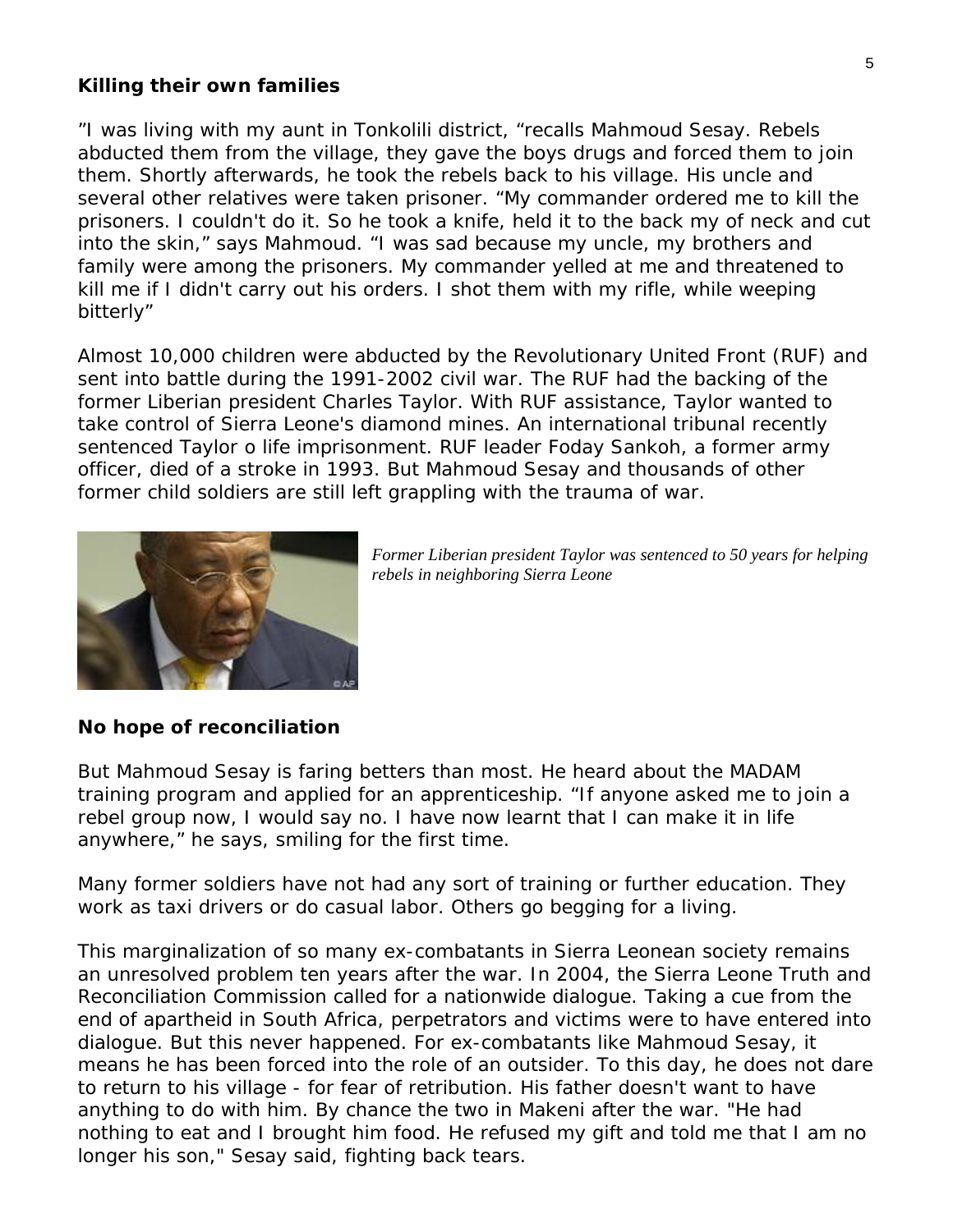**Killing their own families**

"I was living with my aunt in Tonkolili district, "recalls Mahmoud Sesay. Rebels abducted them from the village, they gave the boys drugs and forced them to join them. Shortly afterwards, he took the rebels back to his village. His uncle and several other relatives were taken prisoner. "My commander ordered me to kill the prisoners. I couldn't do it. So he took a knife, held it to the back my of neck and cut into the skin," says Mahmoud. "I was sad because my uncle, my brothers and family were among the prisoners. My commander yelled at me and threatened to kill me if I didn't carry out his orders. I shot them with my rifle, while weeping bitterly"

Almost 10,000 children were abducted by the Revolutionary United Front (RUF) and sent into battle during the 1991-2002 civil war. The RUF had the backing of the former Liberian president Charles Taylor. With RUF assistance, Taylor wanted to take control of Sierra Leone's diamond mines. An international tribunal recently sentenced Taylor o life imprisonment. RUF leader Foday Sankoh, a former army officer, died of a stroke in 1993. But Mahmoud Sesay and thousands of other former child soldiers are still left grappling with the trauma of war.

*Former Liberian president Taylor was sentenced to 50 years for helping rebels in neighboring Sierra Leone*

**No hope of reconciliation**

But Mahmoud Sesay is faring betters than most. He heard about the MADAM training program and applied for an apprenticeship. "If anyone asked me to join a rebel group now, I would say no. I have now learnt that I can make it in life anywhere," he says, smiling for the first time.

Many former soldiers have not had any sort of training or further education. They work as taxi drivers or do casual labor. Others go begging for a living.

This marginalization of so many ex-combatants in Sierra Leonean society remains an unresolved problem ten years after the war. In 2004, the Sierra Leone Truth and Reconciliation Commission called for a nationwide dialogue. Taking a cue from the end of apartheid in South Africa, perpetrators and victims were to have entered into dialogue. But this never happened. For ex-combatants like Mahmoud Sesay, it means he has been forced into the role of an outsider. To this day, he does not dare to return to his village - for fear of retribution. His father doesn't want to have anything to do with him. By chance the two in Makeni after the war. "He had nothing to eat and I brought him food. He refused my gift and told me that I am no longer his son," Sesay said, fighting back tears.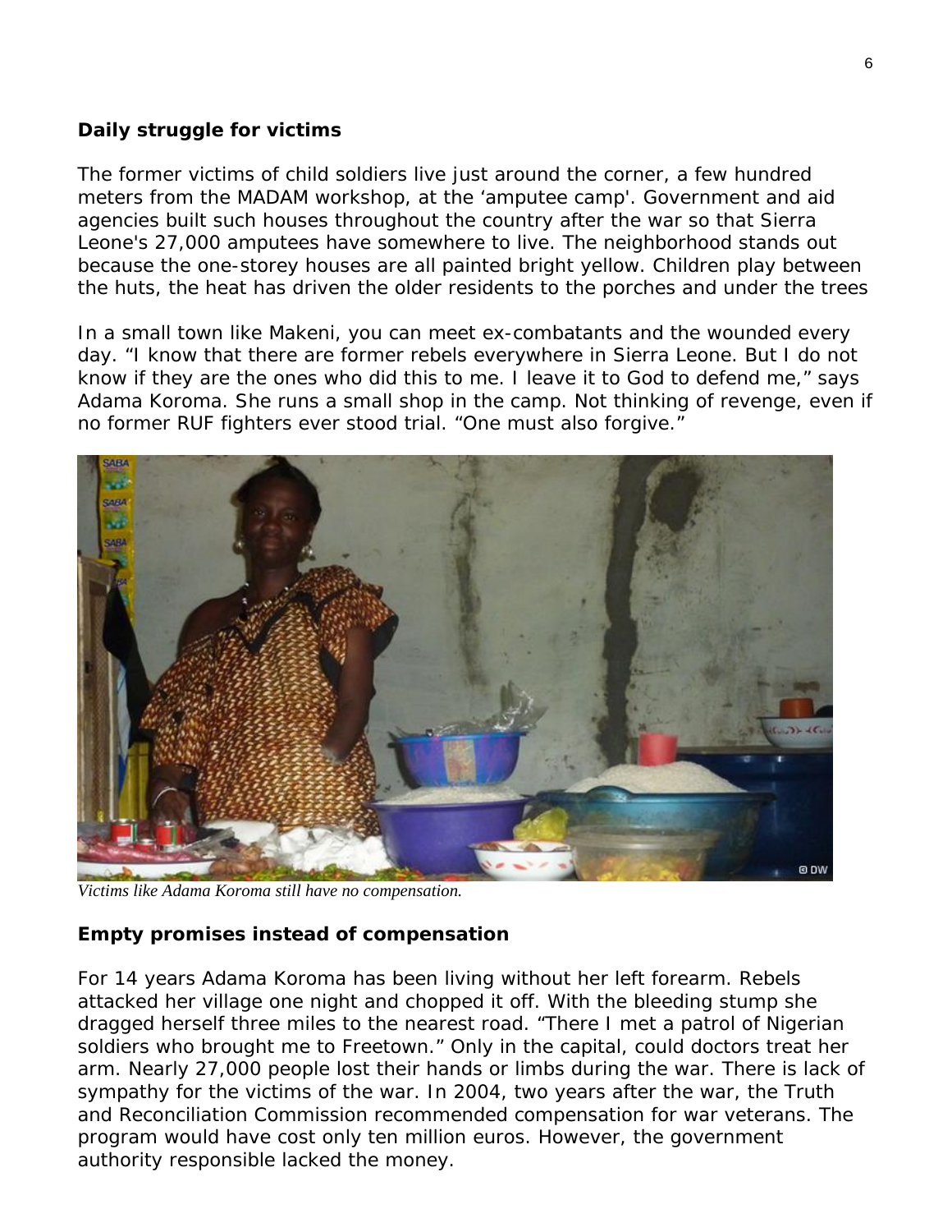## Daily struggle for victims

The former victims of child soldiers live just around the corner, a few hundred meters from the MADAM workshop, at the 'amputee camp'. Government and aid agencies built such houses throughout the country after the war so that Sierra Leone's 27,000 amputees have somewhere to live. The neighborhood stands out because the one-storey houses are all painted bright yellow. Children play between the huts, the heat has driven the older residents to the porches and under the trees

In a small town like Makeni, you can meet ex-combatants and the wounded every day. "I know that there are former rebels everywhere in Sierra Leone. But I do not know if they are the ones who did this to me. I leave it to God to defend me," says Adama Koroma. She runs a small shop in the camp. Not thinking of revenge, even if no former RUF fighters ever stood trial. "One must also forgive."

*Victims like Adama Koroma still have no compensation.*

## Empty promises instead of compensation

For 14 years Adama Koroma has been living without her left forearm. Rebels attacked her village one night and chopped it off. With the bleeding stump she dragged herself three miles to the nearest road. "There I met a patrol of Nigerian soldiers who brought me to Freetown." Only in the capital, could doctors treat her arm. Nearly 27,000 people lost their hands or limbs during the war. There is lack of sympathy for the victims of the war. In 2004, two years after the war, the Truth and Reconciliation Commission recommended compensation for war veterans. The program would have cost only ten million euros. However, the government authority responsible lacked the money.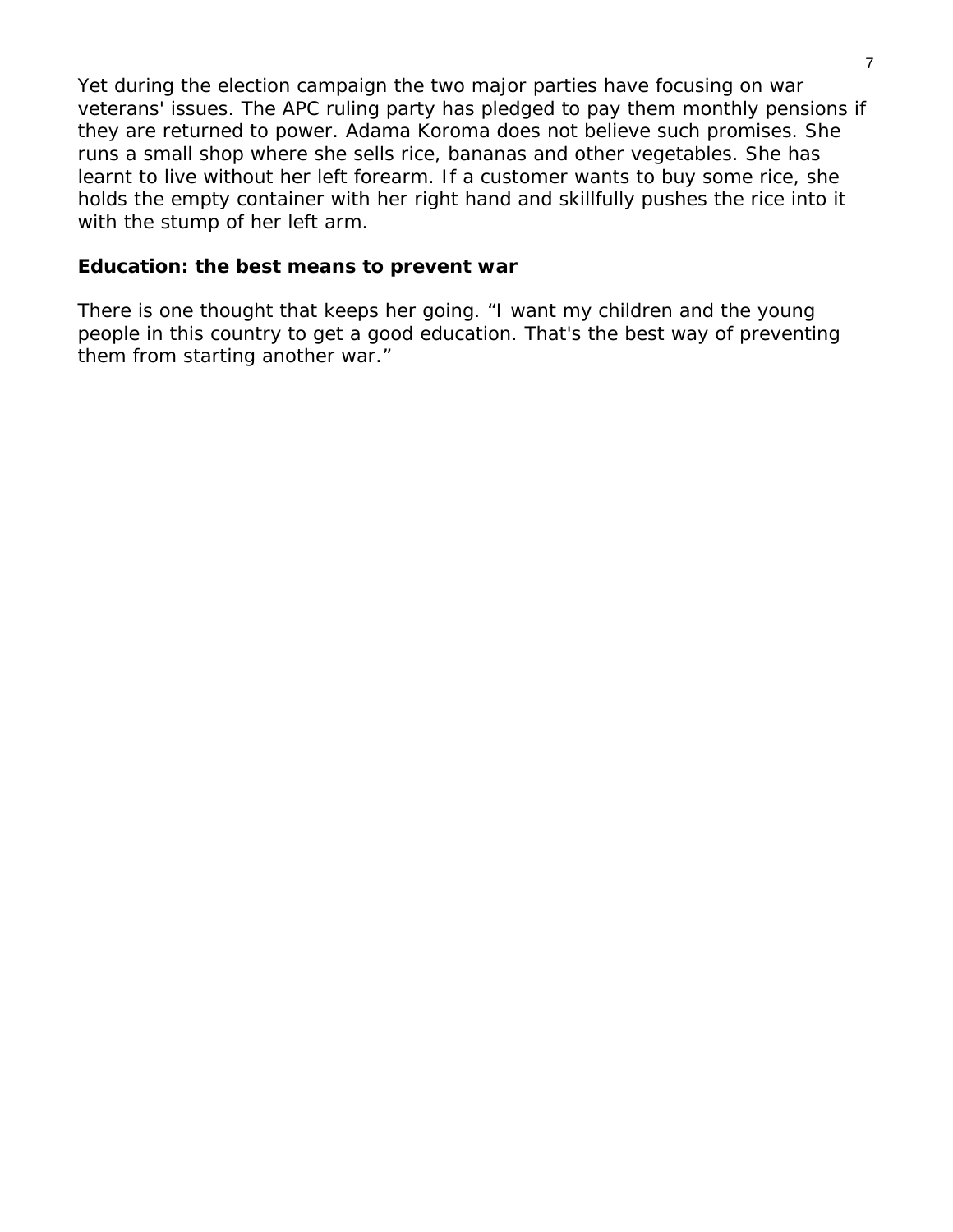Yet during the election campaign the two major parties have focusing on war veterans' issues. The APC ruling party has pledged to pay them monthly pensions if they are returned to power. Adama Koroma does not believe such promises. She runs a small shop where she sells rice, bananas and other vegetables. She has learnt to live without her left forearm. If a customer wants to buy some rice, she holds the empty container with her right hand and skillfully pushes the rice into it with the stump of her left arm.

**Education: the best means to prevent war**

There is one thought that keeps her going. "I want my children and the young people in this country to get a good education. That's the best way of preventing them from starting another war."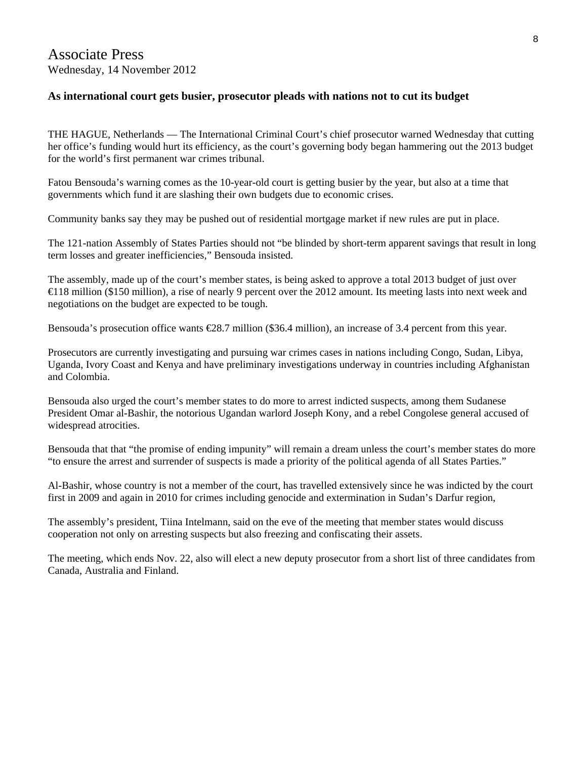# Associate Press

Wednesday, 14 November 2012

**As international court gets busier, prosecutor pleads with nations not to cut its budget**

THE HAGUE, Netherlands — The International Criminal Court's chief prosecutor warned Wednesday that cutting her office's funding would hurt its efficiency, as the court's governing body began hammering out the 2013 budget for the world's first permanent war crimes tribunal.

Fatou Bensouda's warning comes as the 10-year-old court is getting busier by the year, but also at a time that governments which fund it are slashing their own budgets due to economic crises.

Community banks say they may be pushed out of residential mortgage market if new rules are put in place.

The 121-nation Assembly of States Parties should not "be blinded by short-term apparent savings that result in long term losses and greater inefficiencies," Bensouda insisted.

The assembly, made up of the court's member states, is being asked to approve a total 2013 budget of just over €118 million ($150 million), a rise of nearly 9 percent over the 2012 amount. Its meeting lasts into next week and negotiations on the budget are expected to be tough.

Bensouda's prosecution office wants €28.7 million ($36.4 million), an increase of 3.4 percent from this year.

Prosecutors are currently investigating and pursuing war crimes cases in nations including Congo, Sudan, Libya, Uganda, Ivory Coast and Kenya and have preliminary investigations underway in countries including Afghanistan and Colombia.

Bensouda also urged the court's member states to do more to arrest indicted suspects, among them Sudanese President Omar al-Bashir, the notorious Ugandan warlord Joseph Kony, and a rebel Congolese general accused of widespread atrocities.

Bensouda that that "the promise of ending impunity" will remain a dream unless the court's member states do more "to ensure the arrest and surrender of suspects is made a priority of the political agenda of all States Parties."

Al-Bashir, whose country is not a member of the court, has travelled extensively since he was indicted by the court first in 2009 and again in 2010 for crimes including genocide and extermination in Sudan's Darfur region,

The assembly's president, Tiina Intelmann, said on the eve of the meeting that member states would discuss cooperation not only on arresting suspects but also freezing and confiscating their assets.

The meeting, which ends Nov. 22, also will elect a new deputy prosecutor from a short list of three candidates from Canada, Australia and Finland.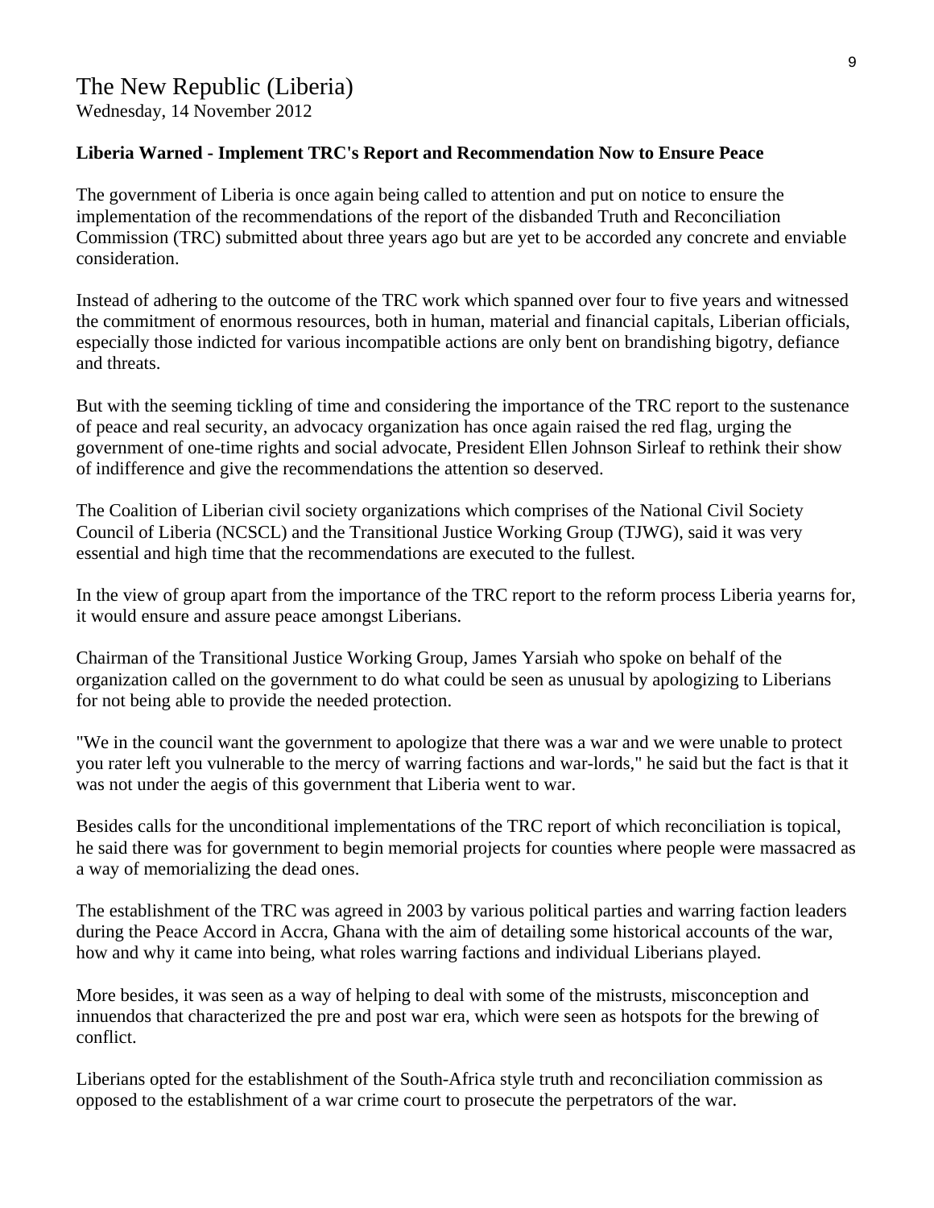# The New Republic (Liberia)

Wednesday, 14 November 2012

**Liberia Warned - Implement TRC's Report and Recommendation Now to Ensure Peace**

The government of Liberia is once again being called to attention and put on notice to ensure the implementation of the recommendations of the report of the disbanded Truth and Reconciliation Commission (TRC) submitted about three years ago but are yet to be accorded any concrete and enviable consideration.

Instead of adhering to the outcome of the TRC work which spanned over four to five years and witnessed the commitment of enormous resources, both in human, material and financial capitals, Liberian officials, especially those indicted for various incompatible actions are only bent on brandishing bigotry, defiance and threats.

But with the seeming tickling of time and considering the importance of the TRC report to the sustenance of peace and real security, an advocacy organization has once again raised the red flag, urging the government of one-time rights and social advocate, President Ellen Johnson Sirleaf to rethink their show of indifference and give the recommendations the attention so deserved.

The Coalition of Liberian civil society organizations which comprises of the National Civil Society Council of Liberia (NCSCL) and the Transitional Justice Working Group (TJWG), said it was very essential and high time that the recommendations are executed to the fullest.

In the view of group apart from the importance of the TRC report to the reform process Liberia yearns for, it would ensure and assure peace amongst Liberians.

Chairman of the Transitional Justice Working Group, James Yarsiah who spoke on behalf of the organization called on the government to do what could be seen as unusual by apologizing to Liberians for not being able to provide the needed protection.

"We in the council want the government to apologize that there was a war and we were unable to protect you rater left you vulnerable to the mercy of warring factions and war-lords," he said but the fact is that it was not under the aegis of this government that Liberia went to war.

Besides calls for the unconditional implementations of the TRC report of which reconciliation is topical, he said there was for government to begin memorial projects for counties where people were massacred as a way of memorializing the dead ones.

The establishment of the TRC was agreed in 2003 by various political parties and warring faction leaders during the Peace Accord in Accra, Ghana with the aim of detailing some historical accounts of the war, how and why it came into being, what roles warring factions and individual Liberians played.

More besides, it was seen as a way of helping to deal with some of the mistrusts, misconception and innuendos that characterized the pre and post war era, which were seen as hotspots for the brewing of conflict.

Liberians opted for the establishment of the South-Africa style truth and reconciliation commission as opposed to the establishment of a war crime court to prosecute the perpetrators of the war.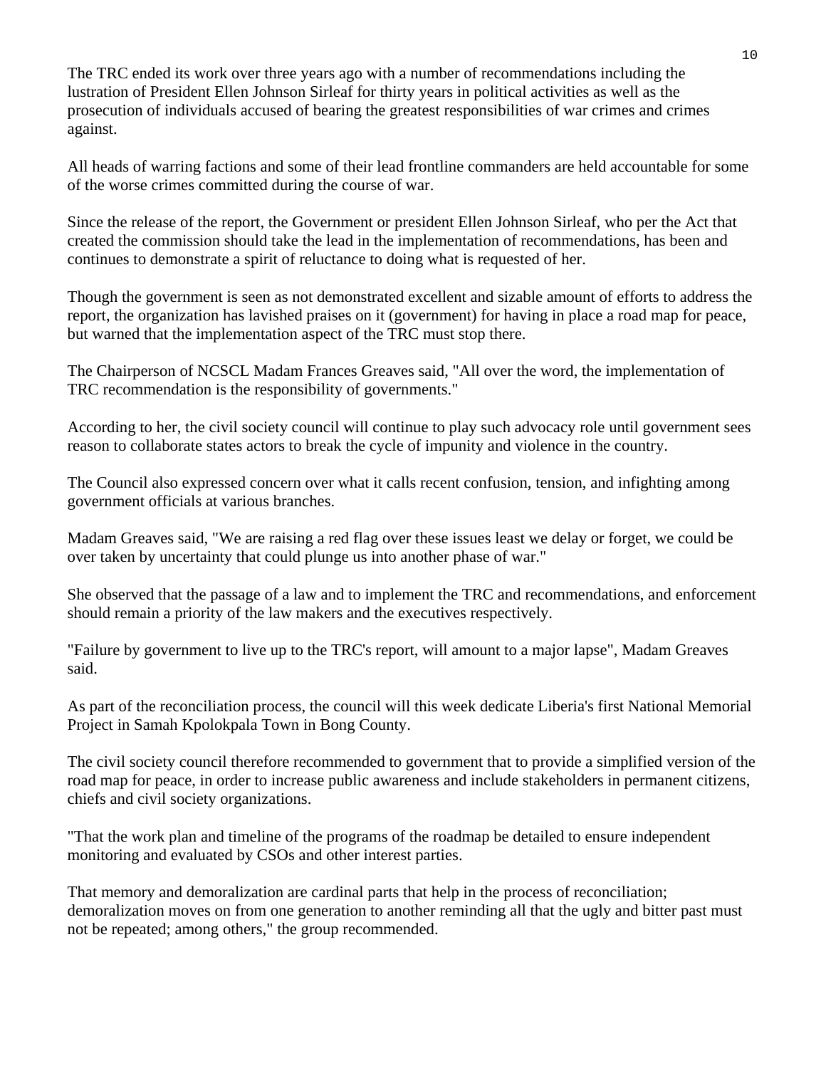The TRC ended its work over three years ago with a number of recommendations including the lustration of President Ellen Johnson Sirleaf for thirty years in political activities as well as the prosecution of individuals accused of bearing the greatest responsibilities of war crimes and crimes against.

All heads of warring factions and some of their lead frontline commanders are held accountable for some of the worse crimes committed during the course of war.

Since the release of the report, the Government or president Ellen Johnson Sirleaf, who per the Act that created the commission should take the lead in the implementation of recommendations, has been and continues to demonstrate a spirit of reluctance to doing what is requested of her.

Though the government is seen as not demonstrated excellent and sizable amount of efforts to address the report, the organization has lavished praises on it (government) for having in place a road map for peace, but warned that the implementation aspect of the TRC must stop there.

The Chairperson of NCSCL Madam Frances Greaves said, "All over the word, the implementation of TRC recommendation is the responsibility of governments."

According to her, the civil society council will continue to play such advocacy role until government sees reason to collaborate states actors to break the cycle of impunity and violence in the country.

The Council also expressed concern over what it calls recent confusion, tension, and infighting among government officials at various branches.

Madam Greaves said, "We are raising a red flag over these issues least we delay or forget, we could be over taken by uncertainty that could plunge us into another phase of war."

She observed that the passage of a law and to implement the TRC and recommendations, and enforcement should remain a priority of the law makers and the executives respectively.

"Failure by government to live up to the TRC's report, will amount to a major lapse", Madam Greaves said.

As part of the reconciliation process, the council will this week dedicate Liberia's first National Memorial Project in Samah Kpolokpala Town in Bong County.

The civil society council therefore recommended to government that to provide a simplified version of the road map for peace, in order to increase public awareness and include stakeholders in permanent citizens, chiefs and civil society organizations.

"That the work plan and timeline of the programs of the roadmap be detailed to ensure independent monitoring and evaluated by CSOs and other interest parties.

That memory and demoralization are cardinal parts that help in the process of reconciliation; demoralization moves on from one generation to another reminding all that the ugly and bitter past must not be repeated; among others," the group recommended.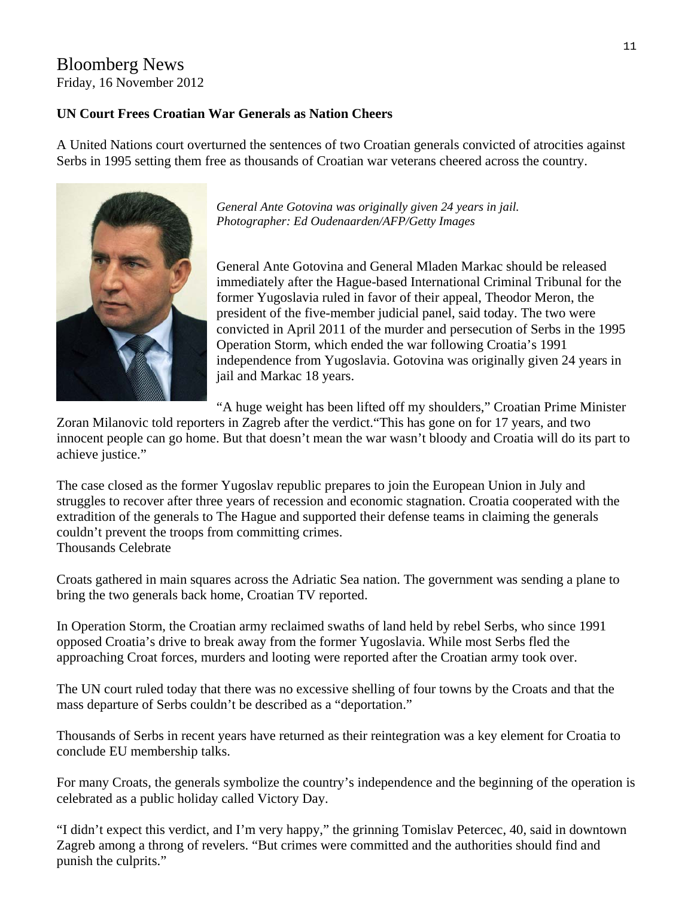Bloomberg News
Friday, 16 November 2012

**UN Court Frees Croatian War Generals as Nation Cheers**

A United Nations court overturned the sentences of two Croatian generals convicted of atrocities against Serbs in 1995 setting them free as thousands of Croatian war veterans cheered across the country.

*General Ante Gotovina was originally given 24 years in jail.*
*Photographer: Ed Oudenaarden/AFP/Getty Images*

General Ante Gotovina and General Mladen Markac should be released immediately after the Hague-based International Criminal Tribunal for the former Yugoslavia ruled in favor of their appeal, Theodor Meron, the president of the five-member judicial panel, said today. The two were convicted in April 2011 of the murder and persecution of Serbs in the 1995 Operation Storm, which ended the war following Croatia's 1991 independence from Yugoslavia. Gotovina was originally given 24 years in jail and Markac 18 years.

"A huge weight has been lifted off my shoulders," Croatian Prime Minister Zoran Milanovic told reporters in Zagreb after the verdict."This has gone on for 17 years, and two innocent people can go home. But that doesn't mean the war wasn't bloody and Croatia will do its part to achieve justice."

The case closed as the former Yugoslav republic prepares to join the European Union in July and struggles to recover after three years of recession and economic stagnation. Croatia cooperated with the extradition of the generals to The Hague and supported their defense teams in claiming the generals couldn't prevent the troops from committing crimes.

Thousands Celebrate

Croats gathered in main squares across the Adriatic Sea nation. The government was sending a plane to bring the two generals back home, Croatian TV reported.

In Operation Storm, the Croatian army reclaimed swaths of land held by rebel Serbs, who since 1991 opposed Croatia's drive to break away from the former Yugoslavia. While most Serbs fled the approaching Croat forces, murders and looting were reported after the Croatian army took over.

The UN court ruled today that there was no excessive shelling of four towns by the Croats and that the mass departure of Serbs couldn't be described as a "deportation."

Thousands of Serbs in recent years have returned as their reintegration was a key element for Croatia to conclude EU membership talks.

For many Croats, the generals symbolize the country's independence and the beginning of the operation is celebrated as a public holiday called Victory Day.

"I didn't expect this verdict, and I'm very happy," the grinning Tomislav Petercec, 40, said in downtown Zagreb among a throng of revelers. "But crimes were committed and the authorities should find and punish the culprits."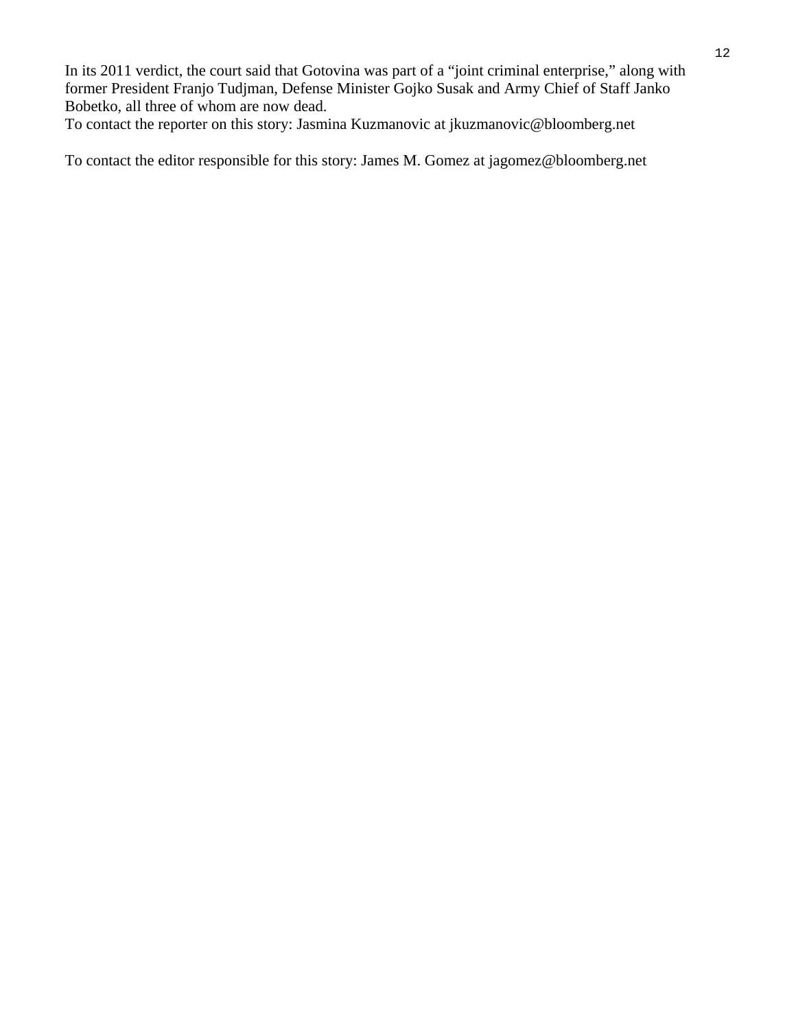In its 2011 verdict, the court said that Gotovina was part of a "joint criminal enterprise," along with former President Franjo Tudjman, Defense Minister Gojko Susak and Army Chief of Staff Janko Bobetko, all three of whom are now dead.

To contact the reporter on this story: Jasmina Kuzmanovic at jkuzmanovic@bloomberg.net

To contact the editor responsible for this story: James M. Gomez at jagomez@bloomberg.net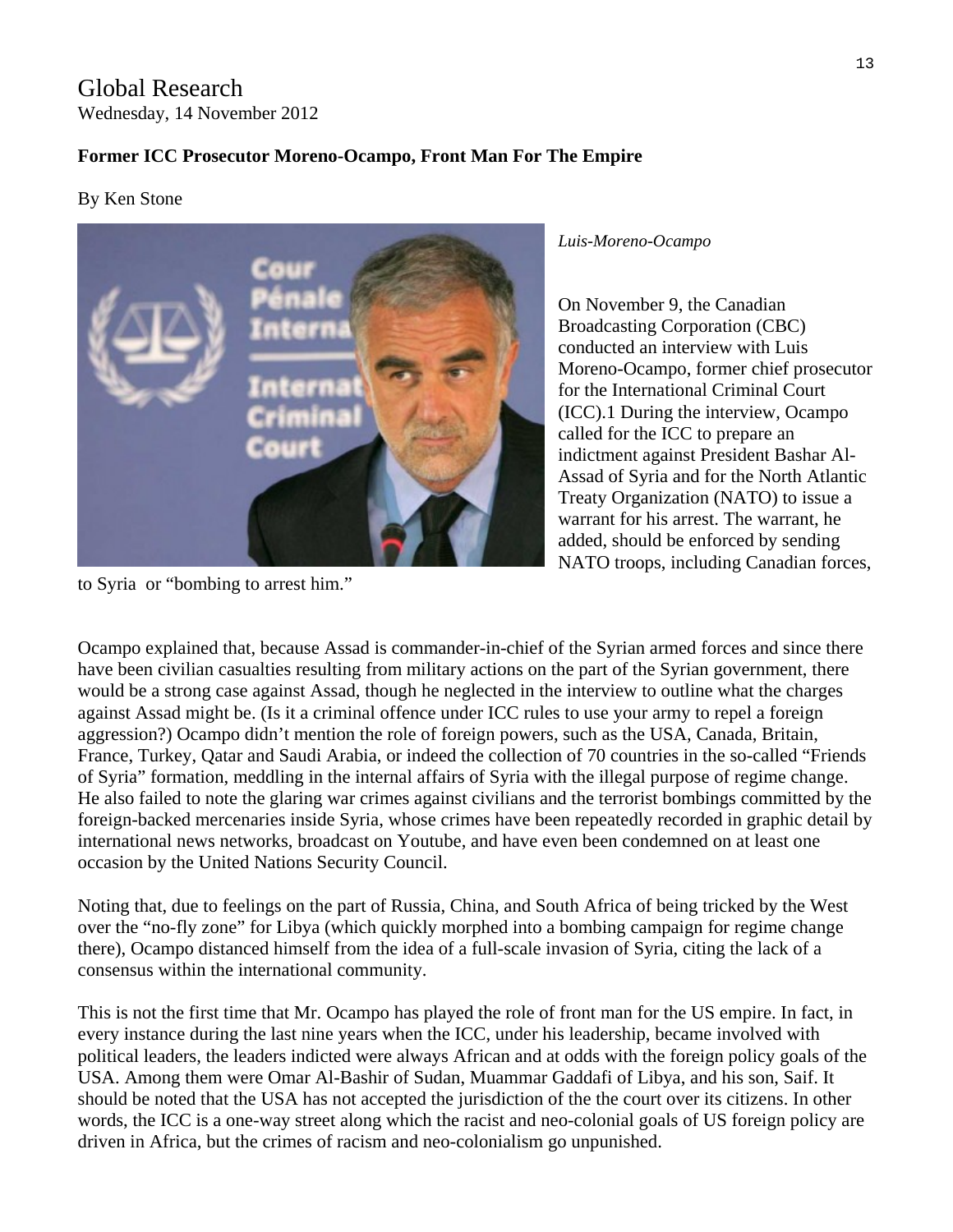Global Research
Wednesday, 14 November 2012

**Former ICC Prosecutor Moreno-Ocampo, Front Man For The Empire**

By Ken Stone

*Luis-Moreno-Ocampo*

On November 9, the Canadian Broadcasting Corporation (CBC) conducted an interview with Luis Moreno-Ocampo, former chief prosecutor for the International Criminal Court (ICC).1 During the interview, Ocampo called for the ICC to prepare an indictment against President Bashar Al-Assad of Syria and for the North Atlantic Treaty Organization (NATO) to issue a warrant for his arrest. The warrant, he added, should be enforced by sending NATO troops, including Canadian forces, to Syria or "bombing to arrest him."

Ocampo explained that, because Assad is commander-in-chief of the Syrian armed forces and since there have been civilian casualties resulting from military actions on the part of the Syrian government, there would be a strong case against Assad, though he neglected in the interview to outline what the charges against Assad might be. (Is it a criminal offence under ICC rules to use your army to repel a foreign aggression?) Ocampo didn't mention the role of foreign powers, such as the USA, Canada, Britain, France, Turkey, Qatar and Saudi Arabia, or indeed the collection of 70 countries in the so-called "Friends of Syria" formation, meddling in the internal affairs of Syria with the illegal purpose of regime change. He also failed to note the glaring war crimes against civilians and the terrorist bombings committed by the foreign-backed mercenaries inside Syria, whose crimes have been repeatedly recorded in graphic detail by international news networks, broadcast on Youtube, and have even been condemned on at least one occasion by the United Nations Security Council.

Noting that, due to feelings on the part of Russia, China, and South Africa of being tricked by the West over the "no-fly zone" for Libya (which quickly morphed into a bombing campaign for regime change there), Ocampo distanced himself from the idea of a full-scale invasion of Syria, citing the lack of a consensus within the international community.

This is not the first time that Mr. Ocampo has played the role of front man for the US empire. In fact, in every instance during the last nine years when the ICC, under his leadership, became involved with political leaders, the leaders indicted were always African and at odds with the foreign policy goals of the USA. Among them were Omar Al-Bashir of Sudan, Muammar Gaddafi of Libya, and his son, Saif. It should be noted that the USA has not accepted the jurisdiction of the the court over its citizens. In other words, the ICC is a one-way street along which the racist and neo-colonial goals of US foreign policy are driven in Africa, but the crimes of racism and neo-colonialism go unpunished.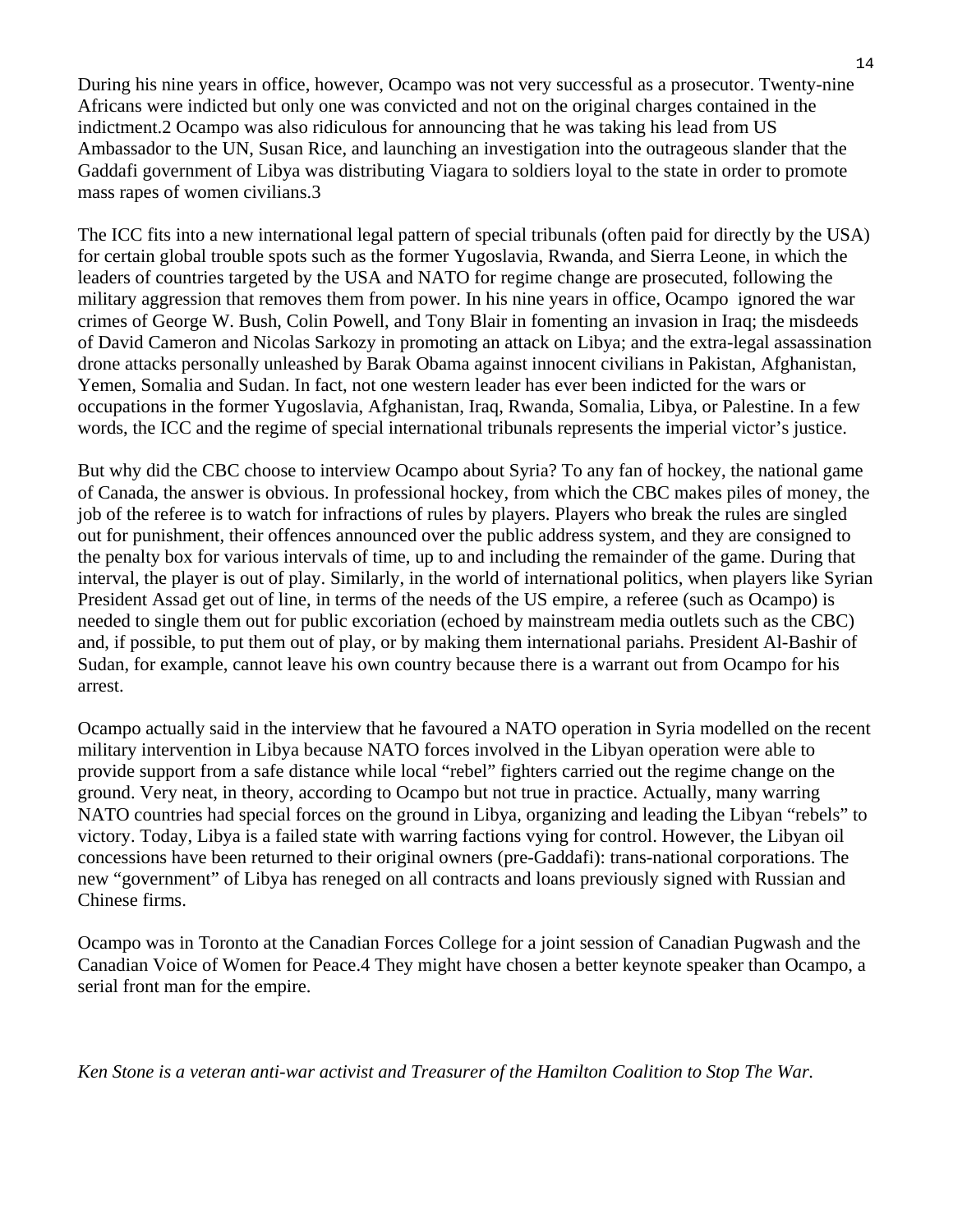During his nine years in office, however, Ocampo was not very successful as a prosecutor. Twenty-nine Africans were indicted but only one was convicted and not on the original charges contained in the indictment.2 Ocampo was also ridiculous for announcing that he was taking his lead from US Ambassador to the UN, Susan Rice, and launching an investigation into the outrageous slander that the Gaddafi government of Libya was distributing Viagara to soldiers loyal to the state in order to promote mass rapes of women civilians.3

The ICC fits into a new international legal pattern of special tribunals (often paid for directly by the USA) for certain global trouble spots such as the former Yugoslavia, Rwanda, and Sierra Leone, in which the leaders of countries targeted by the USA and NATO for regime change are prosecuted, following the military aggression that removes them from power. In his nine years in office, Ocampo ignored the war crimes of George W. Bush, Colin Powell, and Tony Blair in fomenting an invasion in Iraq; the misdeeds of David Cameron and Nicolas Sarkozy in promoting an attack on Libya; and the extra-legal assassination drone attacks personally unleashed by Barak Obama against innocent civilians in Pakistan, Afghanistan, Yemen, Somalia and Sudan. In fact, not one western leader has ever been indicted for the wars or occupations in the former Yugoslavia, Afghanistan, Iraq, Rwanda, Somalia, Libya, or Palestine. In a few words, the ICC and the regime of special international tribunals represents the imperial victor's justice.

But why did the CBC choose to interview Ocampo about Syria? To any fan of hockey, the national game of Canada, the answer is obvious. In professional hockey, from which the CBC makes piles of money, the job of the referee is to watch for infractions of rules by players. Players who break the rules are singled out for punishment, their offences announced over the public address system, and they are consigned to the penalty box for various intervals of time, up to and including the remainder of the game. During that interval, the player is out of play. Similarly, in the world of international politics, when players like Syrian President Assad get out of line, in terms of the needs of the US empire, a referee (such as Ocampo) is needed to single them out for public excoriation (echoed by mainstream media outlets such as the CBC) and, if possible, to put them out of play, or by making them international pariahs. President Al-Bashir of Sudan, for example, cannot leave his own country because there is a warrant out from Ocampo for his arrest.

Ocampo actually said in the interview that he favoured a NATO operation in Syria modelled on the recent military intervention in Libya because NATO forces involved in the Libyan operation were able to provide support from a safe distance while local "rebel" fighters carried out the regime change on the ground. Very neat, in theory, according to Ocampo but not true in practice. Actually, many warring NATO countries had special forces on the ground in Libya, organizing and leading the Libyan "rebels" to victory. Today, Libya is a failed state with warring factions vying for control. However, the Libyan oil concessions have been returned to their original owners (pre-Gaddafi): trans-national corporations. The new "government" of Libya has reneged on all contracts and loans previously signed with Russian and Chinese firms.

Ocampo was in Toronto at the Canadian Forces College for a joint session of Canadian Pugwash and the Canadian Voice of Women for Peace.4 They might have chosen a better keynote speaker than Ocampo, a serial front man for the empire.

*Ken Stone is a veteran anti-war activist and Treasurer of the Hamilton Coalition to Stop The War.*